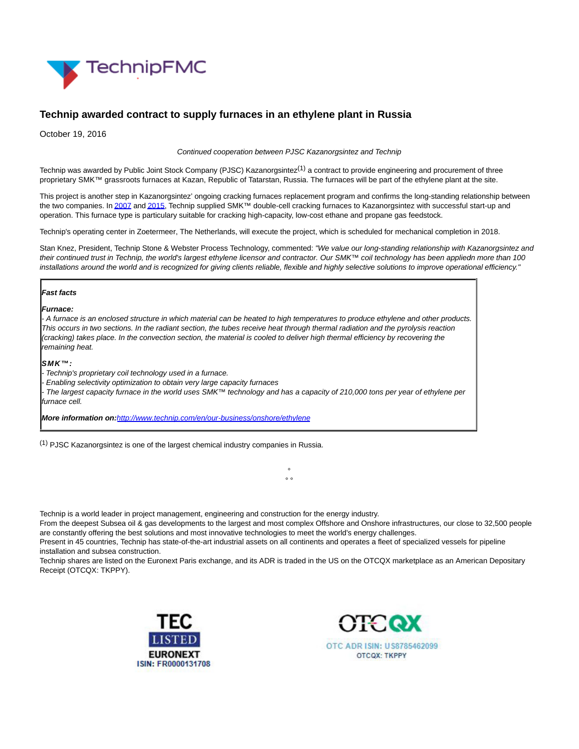# Technip awarded contract to supply furnaces in an ethylene plant in Russia

October 19, 2016

*Continued cooperation between PJSC Kazanorgsintez and Technip*

Technip was awarded by Public Joint Stock Company (PJSC) Kazanorgsintez[1] a contract to provide engineering and procurement of three proprietary SMK™ grassroots furnaces at Kazan, Republic of Tatarstan, Russia. The furnaces will be part of the ethylene plant at the site.

This project is another step in Kazanorgsintez' ongoing cracking furnaces replacement program and confirms the long-standing relationship between the two companies. In 2007 and 2015, Technip supplied SMK™ double-cell cracking furnaces to Kazanorgsintez with successful start-up and operation. This furnace type is particulary suitable for cracking high-capacity, low-cost ethane and propane gas feedstock.

Technip's operating center in Zoetermeer, The Netherlands, will execute the project, which is scheduled for mechanical completion in 2018.

Stan Knez, President, Technip Stone & Webster Process Technology, commented: *"We value our long-standing relationship with Kazanorgsintez and their continued trust in Technip, the world's largest ethylene licensor and contractor. Our SMK™ coil technology has been appliedn more than 100 installations around the world and is recognized for giving clients reliable, flexible and highly selective solutions to improve operational efficiency."*

***Fast facts***

***Furnace:***
*- A furnace is an enclosed structure in which material can be heated to high temperatures to produce ethylene and other products. This occurs in two sections. In the radiant section, the tubes receive heat through thermal radiation and the pyrolysis reaction (cracking) takes place. In the convection section, the material is cooled to deliver high thermal efficiency by recovering the remaining heat.*

***SMK™:***
*- Technip's proprietary coil technology used in a furnace.*
*- Enabling selectivity optimization to obtain very large capacity furnaces*
*- The largest capacity furnace in the world uses SMK™ technology and has a capacity of 210,000 tons per year of ethylene per furnace cell.*

***More information on:*** *http://www.technip.com/en/our-business/onshore/ethylene*

[1] PJSC Kazanorgsintez is one of the largest chemical industry companies in Russia.

°
° °

Technip is a world leader in project management, engineering and construction for the energy industry.
From the deepest Subsea oil & gas developments to the largest and most complex Offshore and Onshore infrastructures, our close to 32,500 people are constantly offering the best solutions and most innovative technologies to meet the world's energy challenges.
Present in 45 countries, Technip has state-of-the-art industrial assets on all continents and operates a fleet of specialized vessels for pipeline installation and subsea construction.
Technip shares are listed on the Euronext Paris exchange, and its ADR is traded in the US on the OTCQX marketplace as an American Depositary Receipt (OTCQX: TKPPY).

TEC LISTED EURONEXT
ISIN: FR0000131708

OTCQX
OTC ADR ISIN: US8785462099
OTCQX: TKPPY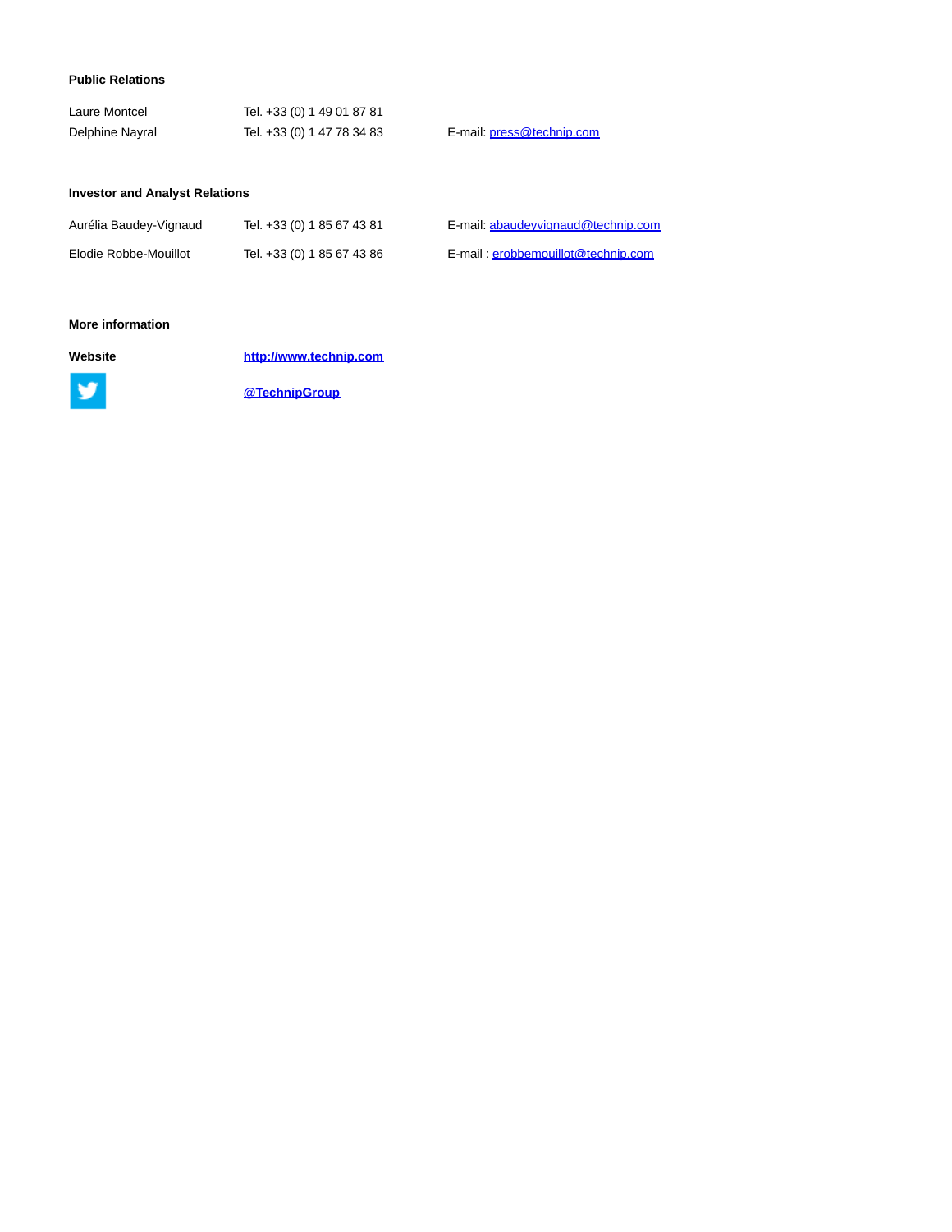**Public Relations**

| | | |
|---|---|---|
| Laure Montcel | Tel. +33 (0) 1 49 01 87 81 | |
| Delphine Nayral | Tel. +33 (0) 1 47 78 34 83 | E-mail: press@technip.com |

**Investor and Analyst Relations**

| | | |
|---|---|---|
| Aurélia Baudey-Vignaud | Tel. +33 (0) 1 85 67 43 81 | E-mail: abaudeyvignaud@technip.com |
| Elodie Robbe-Mouillot | Tel. +33 (0) 1 85 67 43 86 | E-mail : erobbemouillot@technip.com |

**More information**

**Website** http://www.technip.com

@TechnipGroup